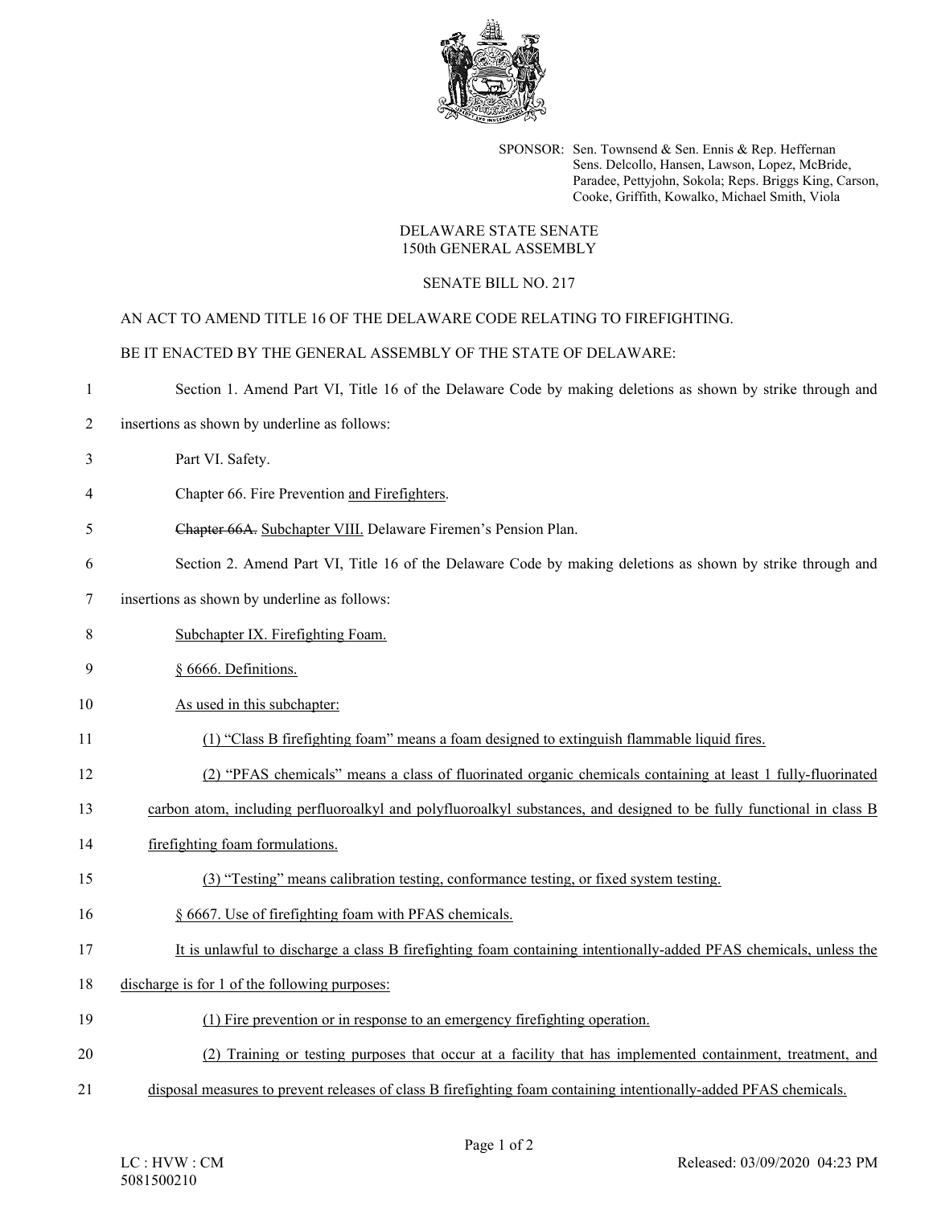SPONSOR: Sen. Townsend & Sen. Ennis & Rep. Heffernan
Sens. Delcollo, Hansen, Lawson, Lopez, McBride, Paradee, Pettyjohn, Sokola; Reps. Briggs King, Carson, Cooke, Griffith, Kowalko, Michael Smith, Viola

DELAWARE STATE SENATE
150th GENERAL ASSEMBLY

SENATE BILL NO. 217

AN ACT TO AMEND TITLE 16 OF THE DELAWARE CODE RELATING TO FIREFIGHTING.

BE IT ENACTED BY THE GENERAL ASSEMBLY OF THE STATE OF DELAWARE:

1 Section 1. Amend Part VI, Title 16 of the Delaware Code by making deletions as shown by strike through and
2 insertions as shown by underline as follows:

3 Part VI. Safety.

4 Chapter 66. Fire Prevention <u>and Firefighters</u>.

5 ~~Chapter 66A.~~ <u>Subchapter VIII.</u> Delaware Firemen's Pension Plan.

6 Section 2. Amend Part VI, Title 16 of the Delaware Code by making deletions as shown by strike through and
7 insertions as shown by underline as follows:

8 <u>Subchapter IX. Firefighting Foam.</u>

9 <u>§ 6666. Definitions.</u>

10 <u>As used in this subchapter:</u>

11 <u>(1) "Class B firefighting foam" means a foam designed to extinguish flammable liquid fires.</u>

12 <u>(2) "PFAS chemicals" means a class of fluorinated organic chemicals containing at least 1 fully-fluorinated</u>
13 <u>carbon atom, including perfluoroalkyl and polyfluoroalkyl substances, and designed to be fully functional in class B</u>
14 <u>firefighting foam formulations.</u>

15 <u>(3) "Testing" means calibration testing, conformance testing, or fixed system testing.</u>

16 <u>§ 6667. Use of firefighting foam with PFAS chemicals.</u>

17 <u>It is unlawful to discharge a class B firefighting foam containing intentionally-added PFAS chemicals, unless the</u>
18 <u>discharge is for 1 of the following purposes:</u>

19 <u>(1) Fire prevention or in response to an emergency firefighting operation.</u>

20 <u>(2) Training or testing purposes that occur at a facility that has implemented containment, treatment, and</u>
21 <u>disposal measures to prevent releases of class B firefighting foam containing intentionally-added PFAS chemicals.</u>

LC : HVW : CM
5081500210

Released: 03/09/2020 04:23 PM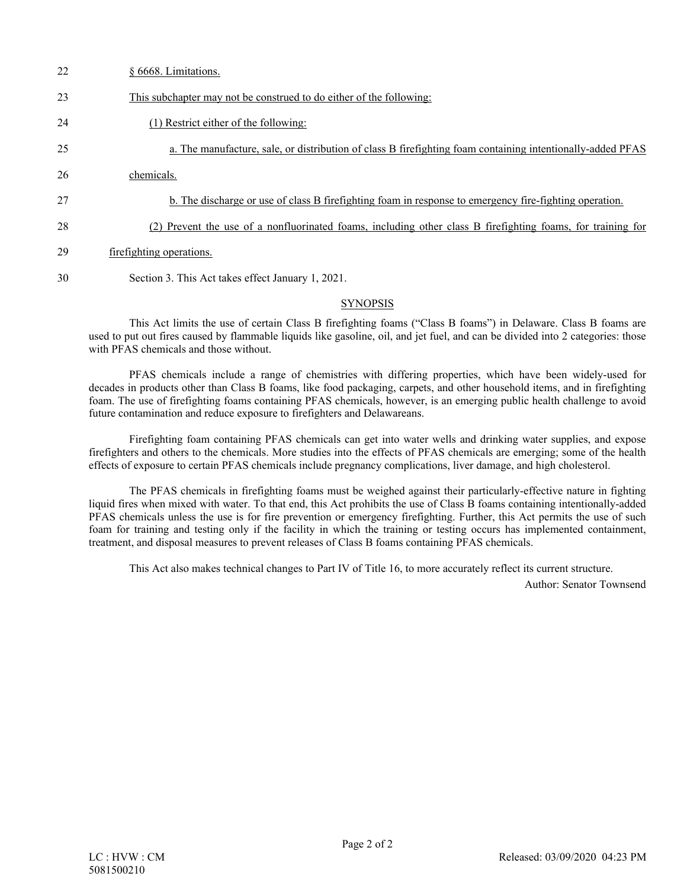§ 6668. Limitations.

This subchapter may not be construed to do either of the following:

(1) Restrict either of the following:

a. The manufacture, sale, or distribution of class B firefighting foam containing intentionally-added PFAS chemicals.

b. The discharge or use of class B firefighting foam in response to emergency fire-fighting operation.

(2) Prevent the use of a nonfluorinated foams, including other class B firefighting foams, for training for firefighting operations.

Section 3. This Act takes effect January 1, 2021.

## SYNOPSIS

This Act limits the use of certain Class B firefighting foams ("Class B foams") in Delaware. Class B foams are used to put out fires caused by flammable liquids like gasoline, oil, and jet fuel, and can be divided into 2 categories: those with PFAS chemicals and those without.

PFAS chemicals include a range of chemistries with differing properties, which have been widely-used for decades in products other than Class B foams, like food packaging, carpets, and other household items, and in firefighting foam. The use of firefighting foams containing PFAS chemicals, however, is an emerging public health challenge to avoid future contamination and reduce exposure to firefighters and Delawareans.

Firefighting foam containing PFAS chemicals can get into water wells and drinking water supplies, and expose firefighters and others to the chemicals. More studies into the effects of PFAS chemicals are emerging; some of the health effects of exposure to certain PFAS chemicals include pregnancy complications, liver damage, and high cholesterol.

The PFAS chemicals in firefighting foams must be weighed against their particularly-effective nature in fighting liquid fires when mixed with water. To that end, this Act prohibits the use of Class B foams containing intentionally-added PFAS chemicals unless the use is for fire prevention or emergency firefighting. Further, this Act permits the use of such foam for training and testing only if the facility in which the training or testing occurs has implemented containment, treatment, and disposal measures to prevent releases of Class B foams containing PFAS chemicals.

This Act also makes technical changes to Part IV of Title 16, to more accurately reflect its current structure.

Author: Senator Townsend

LC : HVW : CM
5081500210

Released: 03/09/2020 04:23 PM